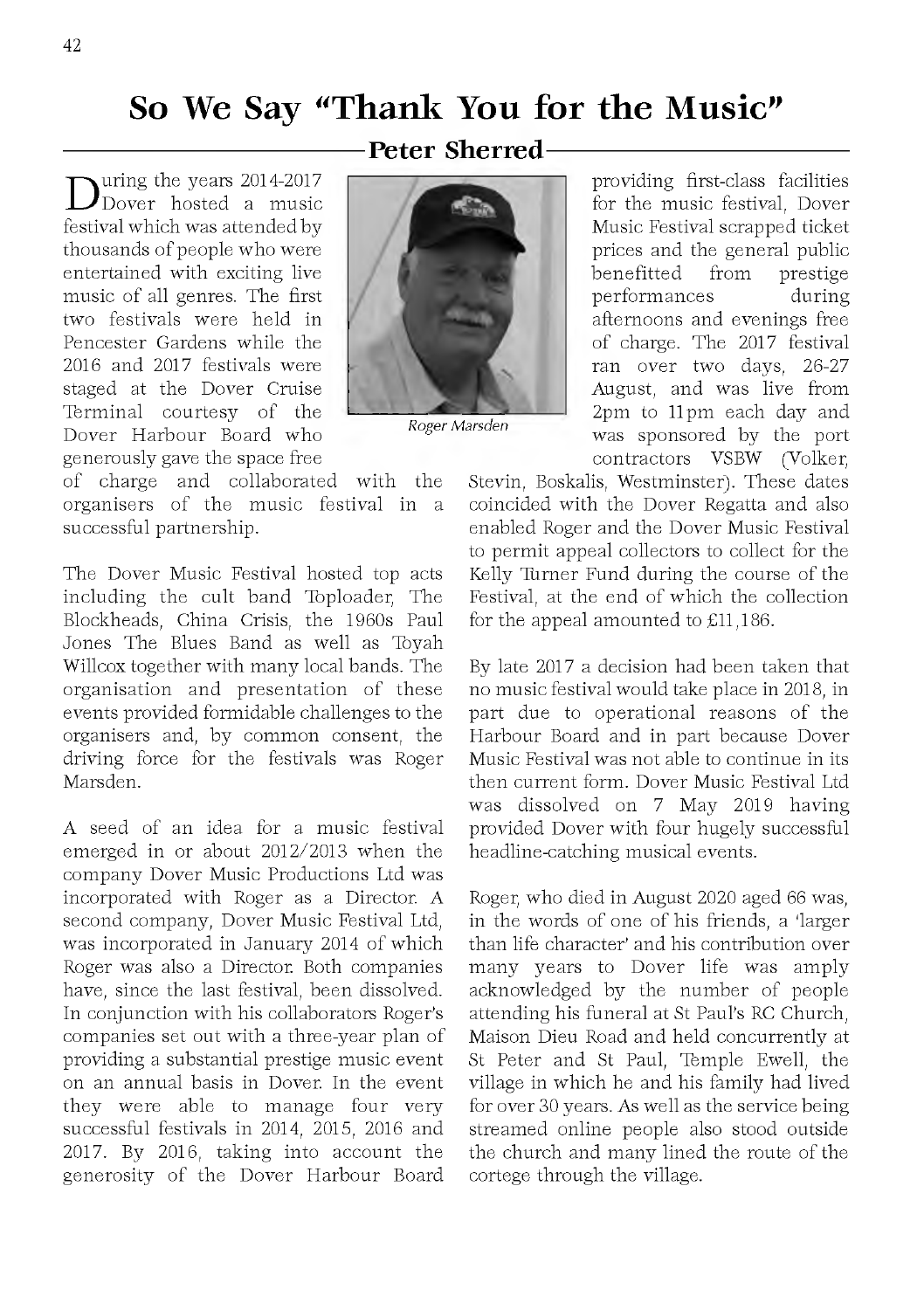# So We Say "Thank You for the Music"

## Peter Sherred

During the years 2014-2017 Dover hosted a music festival which was attended by thousands of people who were entertained with exciting live music of all genres. The first two festivals were held in Pencester Gardens while the 2016 and 2017 festivals were staged at the Dover Cruise Terminal courtesy of the Dover Harbour Board who generously gave the space free of charge and collaborated with the organisers of the music festival in a successful partnership.

*Roger Marsden*

The Dover Music Festival hosted top acts including the cult band Toploader, The Blockheads, China Crisis, the 1960s Paul Jones The Blues Band as well as Toyah Willcox together with many local bands. The organisation and presentation of these events provided formidable challenges to the organisers and, by common consent, the driving force for the festivals was Roger Marsden.

A seed of an idea for a music festival emerged in or about 2012/2013 when the company Dover Music Productions Ltd was incorporated with Roger as a Director. A second company, Dover Music Festival Ltd, was incorporated in January 2014 of which Roger was also a Director. Both companies have, since the last festival, been dissolved. In conjunction with his collaborators Roger's companies set out with a three-year plan of providing a substantial prestige music event on an annual basis in Dover. In the event they were able to manage four very successful festivals in 2014, 2015, 2016 and 2017. By 2016, taking into account the generosity of the Dover Harbour Board providing first-class facilities for the music festival, Dover Music Festival scrapped ticket prices and the general public benefitted from prestige performances during afternoons and evenings free of charge. The 2017 festival ran over two days, 26-27 August, and was live from 2pm to 11pm each day and was sponsored by the port contractors VSBW (Volker, Stevin, Boskalis, Westminster). These dates coincided with the Dover Regatta and also enabled Roger and the Dover Music Festival to permit appeal collectors to collect for the Kelly Turner Fund during the course of the Festival, at the end of which the collection for the appeal amounted to £11,186.

By late 2017 a decision had been taken that no music festival would take place in 2018, in part due to operational reasons of the Harbour Board and in part because Dover Music Festival was not able to continue in its then current form. Dover Music Festival Ltd was dissolved on 7 May 2019 having provided Dover with four hugely successful headline-catching musical events.

Roger, who died in August 2020 aged 66 was, in the words of one of his friends, a 'larger than life character' and his contribution over many years to Dover life was amply acknowledged by the number of people attending his funeral at St Paul's RC Church, Maison Dieu Road and held concurrently at St Peter and St Paul, Temple Ewell, the village in which he and his family had lived for over 30 years. As well as the service being streamed online people also stood outside the church and many lined the route of the cortege through the village.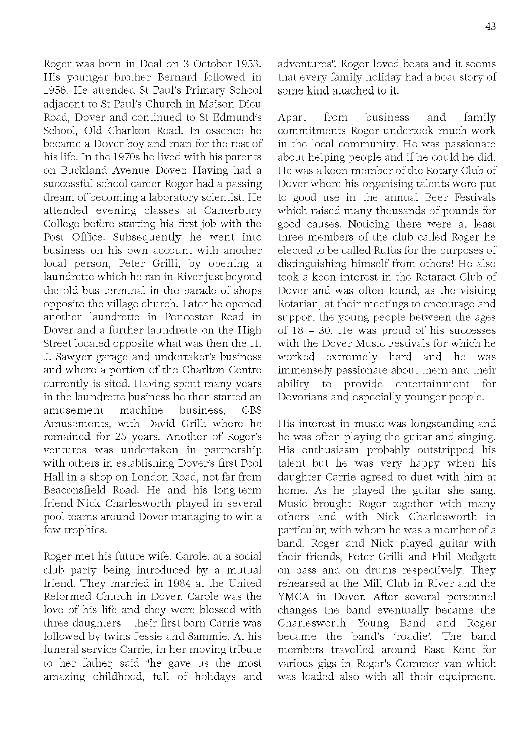Roger was born in Deal on 3 October 1953. His younger brother Bernard followed in 1956. He attended St Paul's Primary School adjacent to St Paul's Church in Maison Dieu Road, Dover and continued to St Edmund's School, Old Charlton Road. In essence he became a Dover boy and man for the rest of his life. In the 1970s he lived with his parents on Buckland Avenue Dover. Having had a successful school career Roger had a passing dream of becoming a laboratory scientist. He attended evening classes at Canterbury College before starting his first job with the Post Office. Subsequently he went into business on his own account with another local person, Peter Grilli, by opening a laundrette which he ran in River just beyond the old bus terminal in the parade of shops opposite the village church. Later he opened another laundrette in Pencester Road in Dover and a further laundrette on the High Street located opposite what was then the H. J. Sawyer garage and undertaker's business and where a portion of the Charlton Centre currently is sited. Having spent many years in the laundrette business he then started an amusement machine business, CBS Amusements, with David Grilli where he remained for 25 years. Another of Roger's ventures was undertaken in partnership with others in establishing Dover's first Pool Hall in a shop on London Road, not far from Beaconsfield Road. He and his long-term friend Nick Charlesworth played in several pool teams around Dover managing to win a few trophies.

Roger met his future wife, Carole, at a social club party being introduced by a mutual friend. They married in 1984 at the United Reformed Church in Dover. Carole was the love of his life and they were blessed with three daughters – their first-born Carrie was followed by twins Jessie and Sammie. At his funeral service Carrie, in her moving tribute to her father, said "he gave us the most amazing childhood, full of holidays and adventures". Roger loved boats and it seems that every family holiday had a boat story of some kind attached to it.

Apart from business and family commitments Roger undertook much work in the local community. He was passionate about helping people and if he could he did. He was a keen member of the Rotary Club of Dover where his organising talents were put to good use in the annual Beer Festivals which raised many thousands of pounds for good causes. Noticing there were at least three members of the club called Roger he elected to be called Rufus for the purposes of distinguishing himself from others! He also took a keen interest in the Rotaract Club of Dover and was often found, as the visiting Rotarian, at their meetings to encourage and support the young people between the ages of 18 – 30. He was proud of his successes with the Dover Music Festivals for which he worked extremely hard and he was immensely passionate about them and their ability to provide entertainment for Dovorians and especially younger people.

His interest in music was longstanding and he was often playing the guitar and singing. His enthusiasm probably outstripped his talent but he was very happy when his daughter Carrie agreed to duet with him at home. As he played the guitar she sang. Music brought Roger together with many others and with Nick Charlesworth in particular, with whom he was a member of a band. Roger and Nick played guitar with their friends, Peter Grilli and Phil Medgett on bass and on drums respectively. They rehearsed at the Mill Club in River and the YMCA in Dover. After several personnel changes the band eventually became the Charlesworth Young Band and Roger became the band's 'roadie'. The band members travelled around East Kent for various gigs in Roger's Commer van which was loaded also with all their equipment.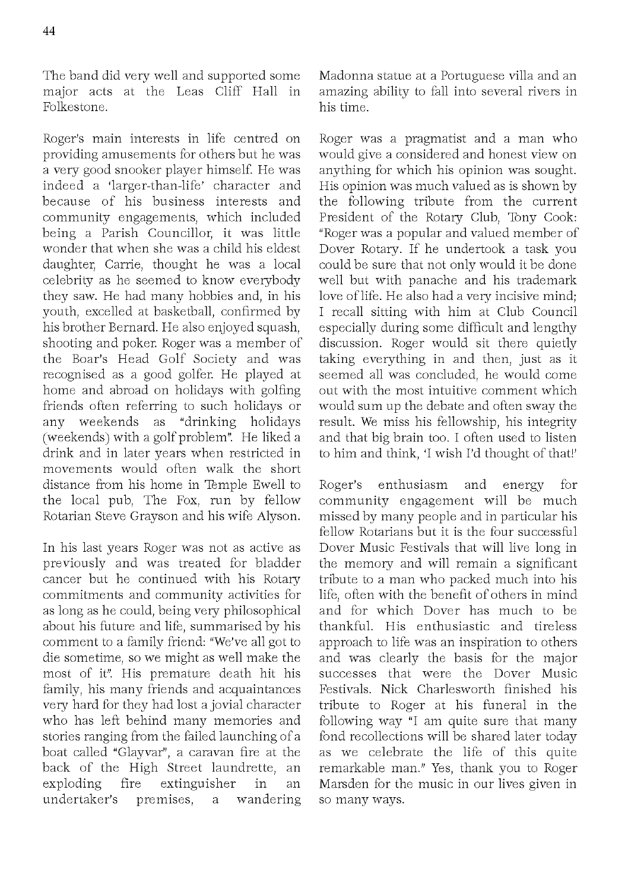The band did very well and supported some major acts at the Leas Cliff Hall in Folkestone.

Roger's main interests in life centred on providing amusements for others but he was a very good snooker player himself. He was indeed a 'larger-than-life' character and because of his business interests and community engagements, which included being a Parish Councillor, it was little wonder that when she was a child his eldest daughter, Carrie, thought he was a local celebrity as he seemed to know everybody they saw. He had many hobbies and, in his youth, excelled at basketball, confirmed by his brother Bernard. He also enjoyed squash, shooting and poker. Roger was a member of the Boar's Head Golf Society and was recognised as a good golfer. He played at home and abroad on holidays with golfing friends often referring to such holidays or any weekends as "drinking holidays (weekends) with a golf problem". He liked a drink and in later years when restricted in movements would often walk the short distance from his home in Temple Ewell to the local pub, The Fox, run by fellow Rotarian Steve Grayson and his wife Alyson.

In his last years Roger was not as active as previously and was treated for bladder cancer but he continued with his Rotary commitments and community activities for as long as he could, being very philosophical about his future and life, summarised by his comment to a family friend: "We've all got to die sometime, so we might as well make the most of it". His premature death hit his family, his many friends and acquaintances very hard for they had lost a jovial character who has left behind many memories and stories ranging from the failed launching of a boat called "Glayvar", a caravan fire at the back of the High Street laundrette, an exploding fire extinguisher in an undertaker's premises, a wandering Madonna statue at a Portuguese villa and an amazing ability to fall into several rivers in his time.

Roger was a pragmatist and a man who would give a considered and honest view on anything for which his opinion was sought. His opinion was much valued as is shown by the following tribute from the current President of the Rotary Club, Tony Cook: "Roger was a popular and valued member of Dover Rotary. If he undertook a task you could be sure that not only would it be done well but with panache and his trademark love of life. He also had a very incisive mind; I recall sitting with him at Club Council especially during some difficult and lengthy discussion. Roger would sit there quietly taking everything in and then, just as it seemed all was concluded, he would come out with the most intuitive comment which would sum up the debate and often sway the result. We miss his fellowship, his integrity and that big brain too. I often used to listen to him and think, 'I wish I'd thought of that!'

Roger's enthusiasm and energy for community engagement will be much missed by many people and in particular his fellow Rotarians but it is the four successful Dover Music Festivals that will live long in the memory and will remain a significant tribute to a man who packed much into his life, often with the benefit of others in mind and for which Dover has much to be thankful. His enthusiastic and tireless approach to life was an inspiration to others and was clearly the basis for the major successes that were the Dover Music Festivals. Nick Charlesworth finished his tribute to Roger at his funeral in the following way "I am quite sure that many fond recollections will be shared later today as we celebrate the life of this quite remarkable man." Yes, thank you to Roger Marsden for the music in our lives given in so many ways.